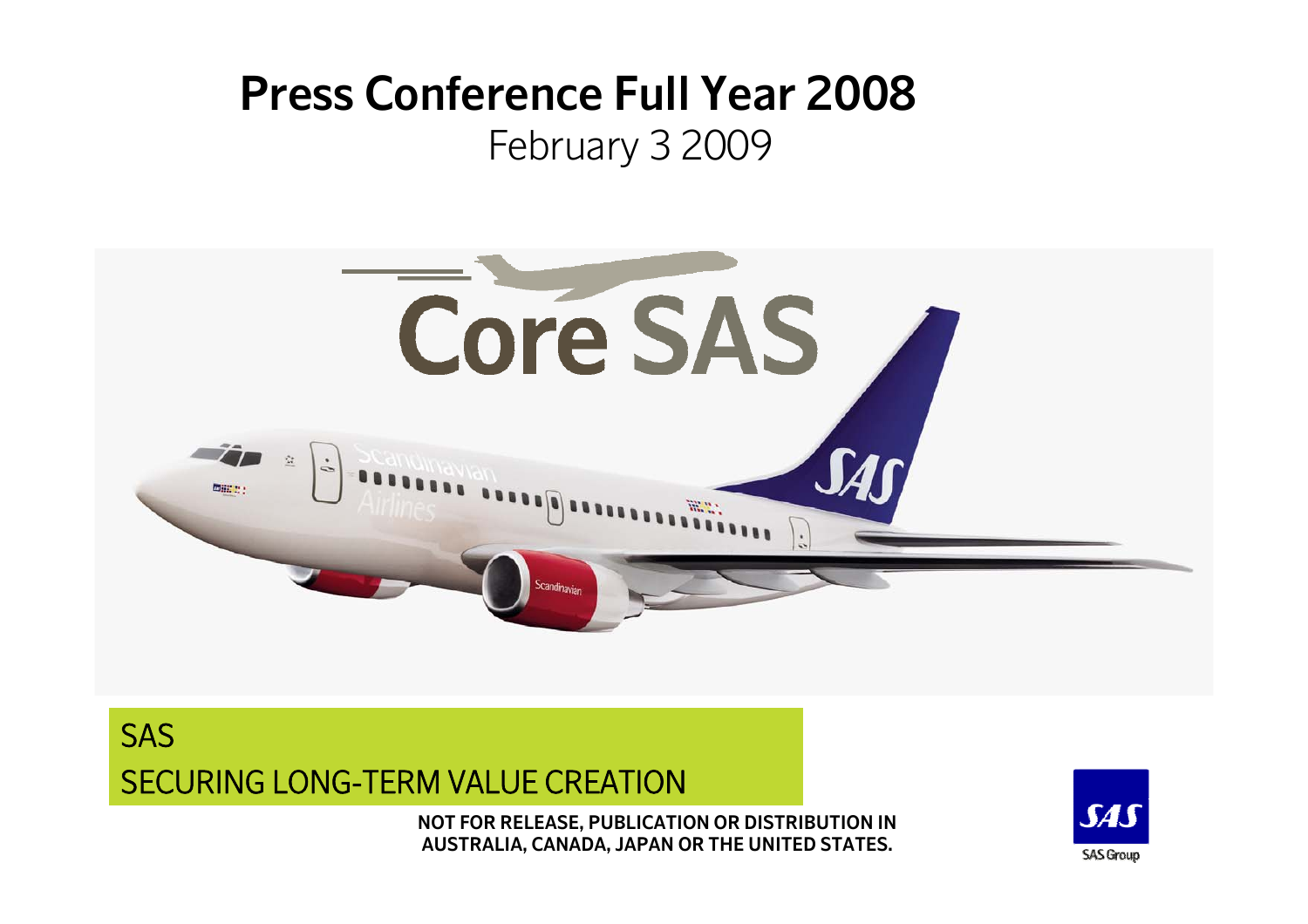# Press Conference Full Year 2008

February 3 2009

Core SAS

SAS

SECURING LONG-TERM VALUE CREATION

**NOT FOR RELEASE, PUBLICATION OR DISTRIBUTION IN AUSTRALIA, CANADA, JAPAN OR THE UNITED STATES.**

SAS Group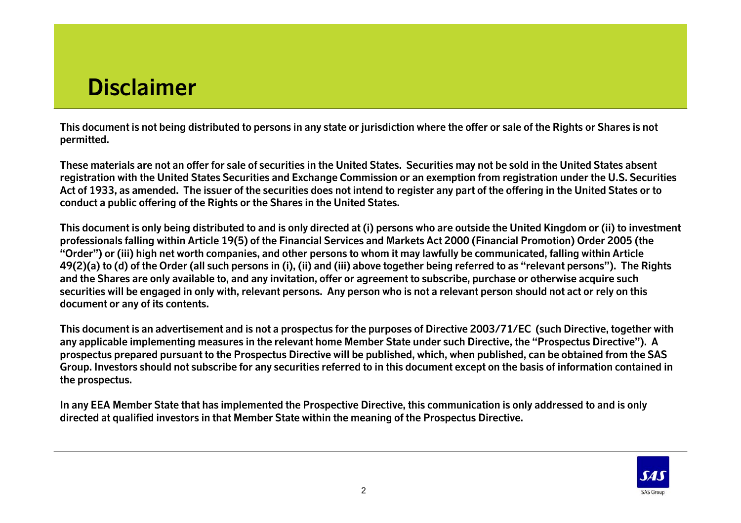# Disclaimer

**This document is not being distributed to persons in any state or jurisdiction where the offer or sale of the Rights or Shares is not permitted.**

**These materials are not an offer for sale of securities in the United States. Securities may not be sold in the United States absent registration with the United States Securities and Exchange Commission or an exemption from registration under the U.S. Securities Act of 1933, as amended. The issuer of the securities does not intend to register any part of the offering in the United States or to conduct a public offering of the Rights or the Shares in the United States.**

**This document is only being distributed to and is only directed at (i) persons who are outside the United Kingdom or (ii) to investment professionals falling within Article 19(5) of the Financial Services and Markets Act 2000 (Financial Promotion) Order 2005 (the "Order") or (iii) high net worth companies, and other persons to whom it may lawfully be communicated, falling within Article 49(2)(a) to (d) of the Order (all such persons in (i), (ii) and (iii) above together being referred to as "relevant persons"). The Rights and the Shares are only available to, and any invitation, offer or agreement to subscribe, purchase or otherwise acquire such securities will be engaged in only with, relevant persons. Any person who is not a relevant person should not act or rely on this document or any of its contents.**

**This document is an advertisement and is not a prospectus for the purposes of Directive 2003/71/EC (such Directive, together with any applicable implementing measures in the relevant home Member State under such Directive, the "Prospectus Directive"). A prospectus prepared pursuant to the Prospectus Directive will be published, which, when published, can be obtained from the SAS Group. Investors should not subscribe for any securities referred to in this document except on the basis of information contained in the prospectus.**

**In any EEA Member State that has implemented the Prospective Directive, this communication is only addressed to and is only directed at qualified investors in that Member State within the meaning of the Prospectus Directive.**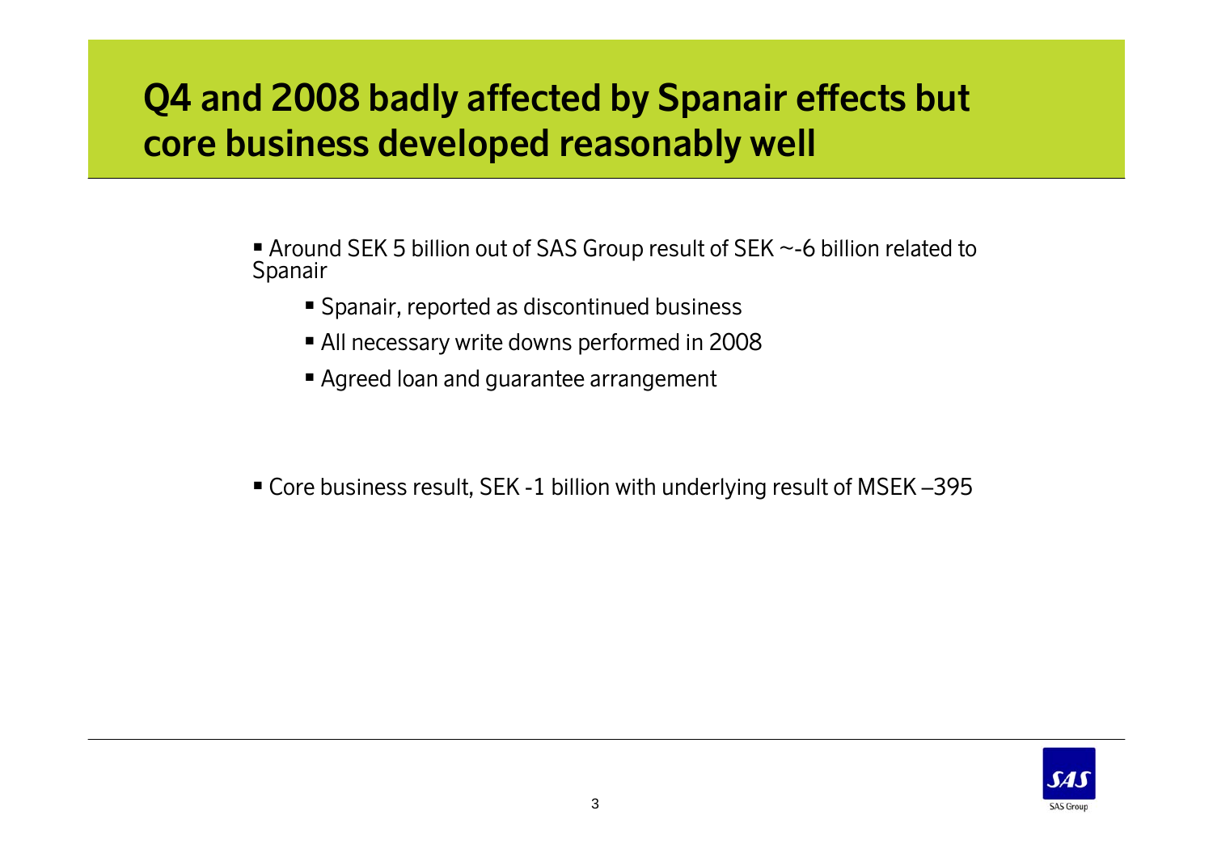# Q4 and 2008 badly affected by Spanair effects but core business developed reasonably well

- Around SEK 5 billion out of SAS Group result of SEK ~-6 billion related to Spanair
    - Spanair, reported as discontinued business
    - All necessary write downs performed in 2008
    - Agreed loan and guarantee arrangement

- Core business result, SEK -1 billion with underlying result of MSEK –395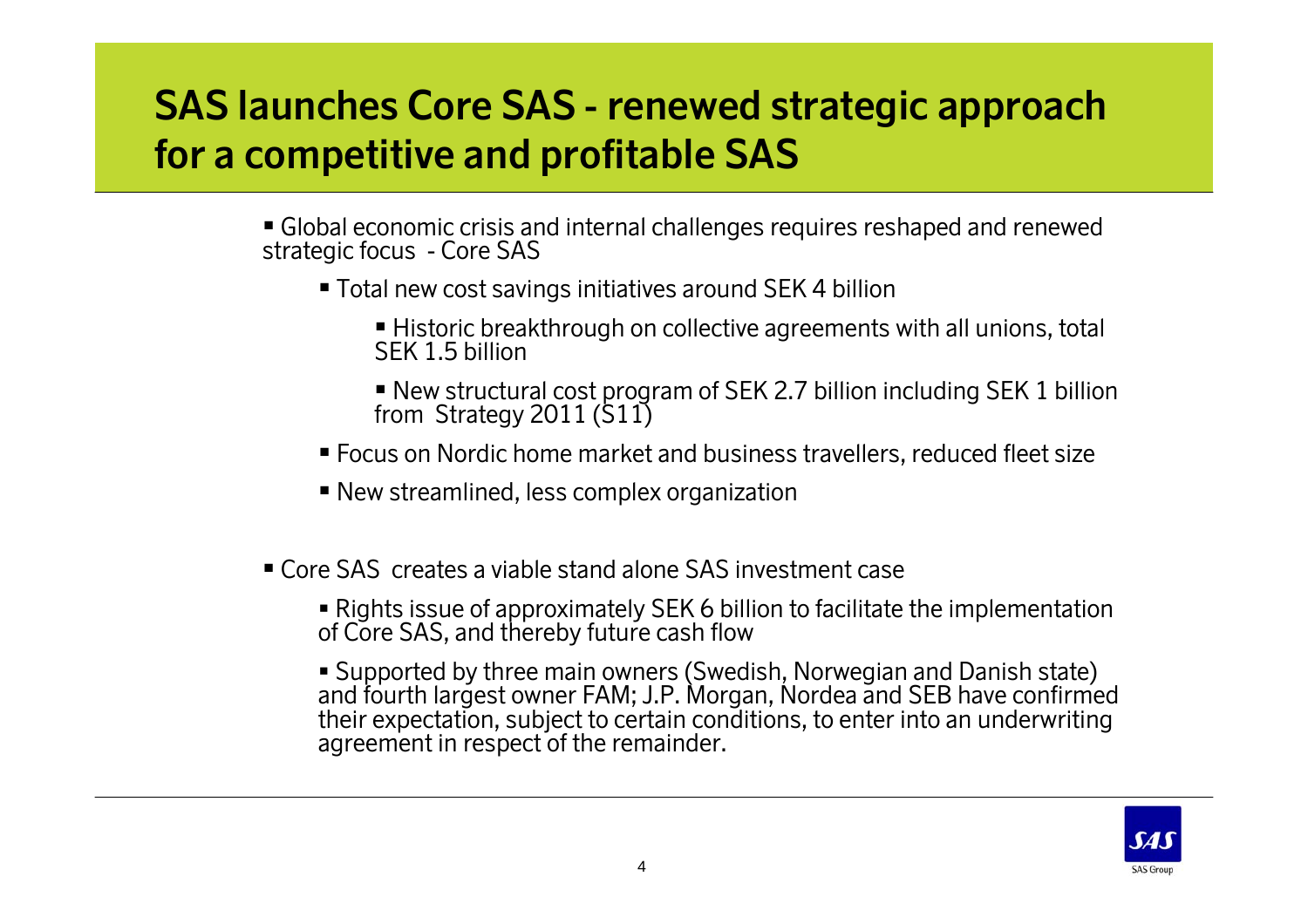# SAS launches Core SAS - renewed strategic approach for a competitive and profitable SAS

- Global economic crisis and internal challenges requires reshaped and renewed strategic focus - Core SAS
  - Total new cost savings initiatives around SEK 4 billion
    - Historic breakthrough on collective agreements with all unions, total SEK 1.5 billion
    - New structural cost program of SEK 2.7 billion including SEK 1 billion from Strategy 2011 (S11)
  - Focus on Nordic home market and business travellers, reduced fleet size
  - New streamlined, less complex organization

- Core SAS creates a viable stand alone SAS investment case
  - Rights issue of approximately SEK 6 billion to facilitate the implementation of Core SAS, and thereby future cash flow
  - Supported by three main owners (Swedish, Norwegian and Danish state) and fourth largest owner FAM; J.P. Morgan, Nordea and SEB have confirmed their expectation, subject to certain conditions, to enter into an underwriting agreement in respect of the remainder.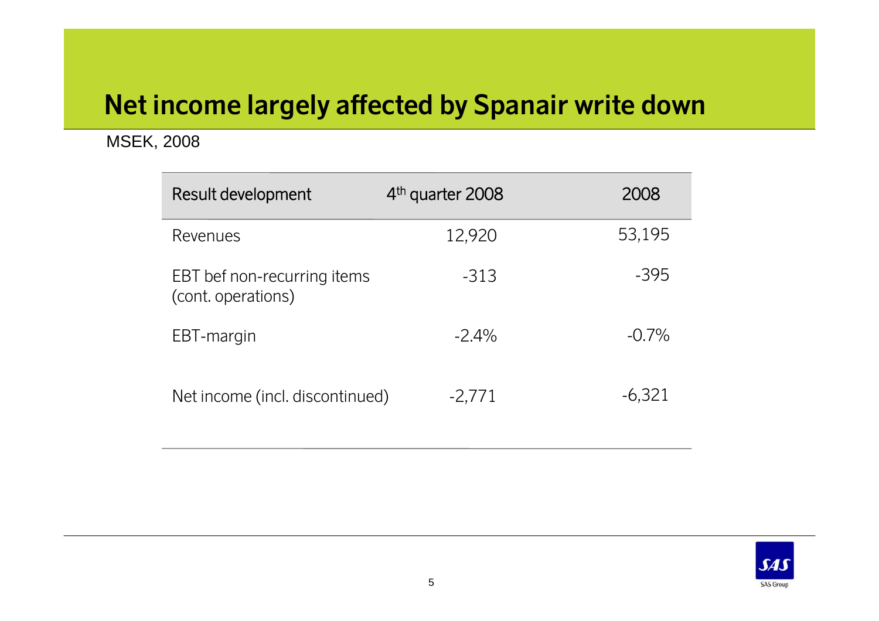# Net income largely affected by Spanair write down

MSEK, 2008

| Result development | 4th quarter 2008 | 2008 |
|---|---|---|
| Revenues | 12,920 | 53,195 |
| EBT bef non-recurring items (cont. operations) | -313 | -395 |
| EBT-margin | -2.4% | -0.7% |
| Net income (incl. discontinued) | -2,771 | -6,321 |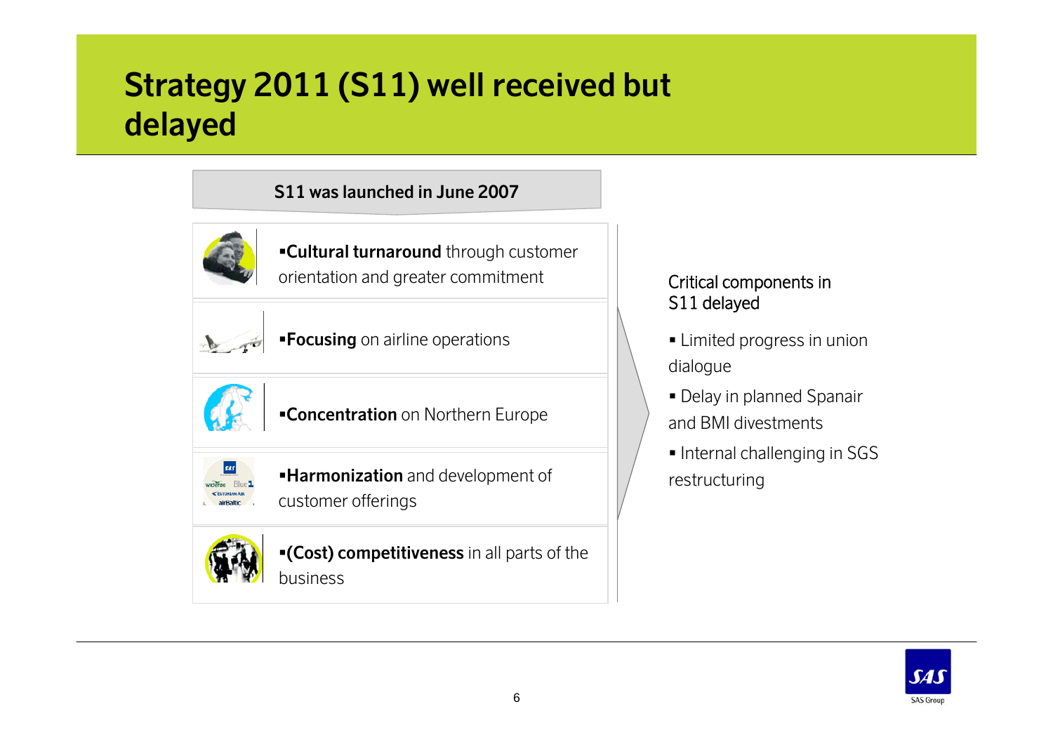# Strategy 2011 (S11) well received but delayed

**S11 was launched in June 2007**

- **Cultural turnaround** through customer orientation and greater commitment
- **Focusing** on airline operations
- **Concentration** on Northern Europe
- **Harmonization** and development of customer offerings
- **(Cost) competitiveness** in all parts of the business

Critical components in S11 delayed

- Limited progress in union dialogue
- Delay in planned Spanair and BMI divestments
- Internal challenging in SGS restructuring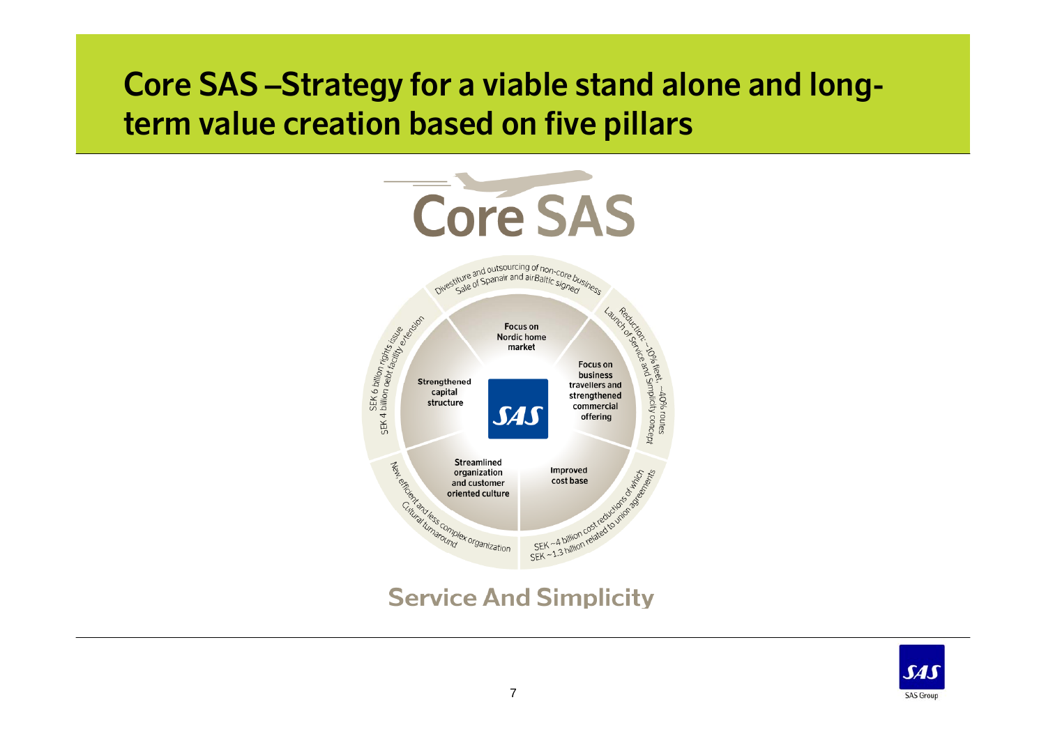# Core SAS – Strategy for a viable stand alone and long-term value creation based on five pillars

**Core SAS**

- **Focus on Nordic home market**
  - Divestiture and outsourcing of non-core business
  - Sale of Spanair and airBaltic signed
- **Focus on business travellers and strengthened commercial offering**
  - Reduction: ~10% fleet, ~40% routes
  - Launch of Service and Simplicity concept
- **Improved cost base**
  - SEK ~4 billion cost reductions of which
  - SEK ~1.3 billion related to union agreements
- **Streamlined organization and customer oriented culture**
  - New, efficient and less complex organization
  - Cultural turnaround
- **Strengthened capital structure**
  - SEK 6 billion rights issue
  - SEK 4 billion debt facility extension

**Service And Simplicity**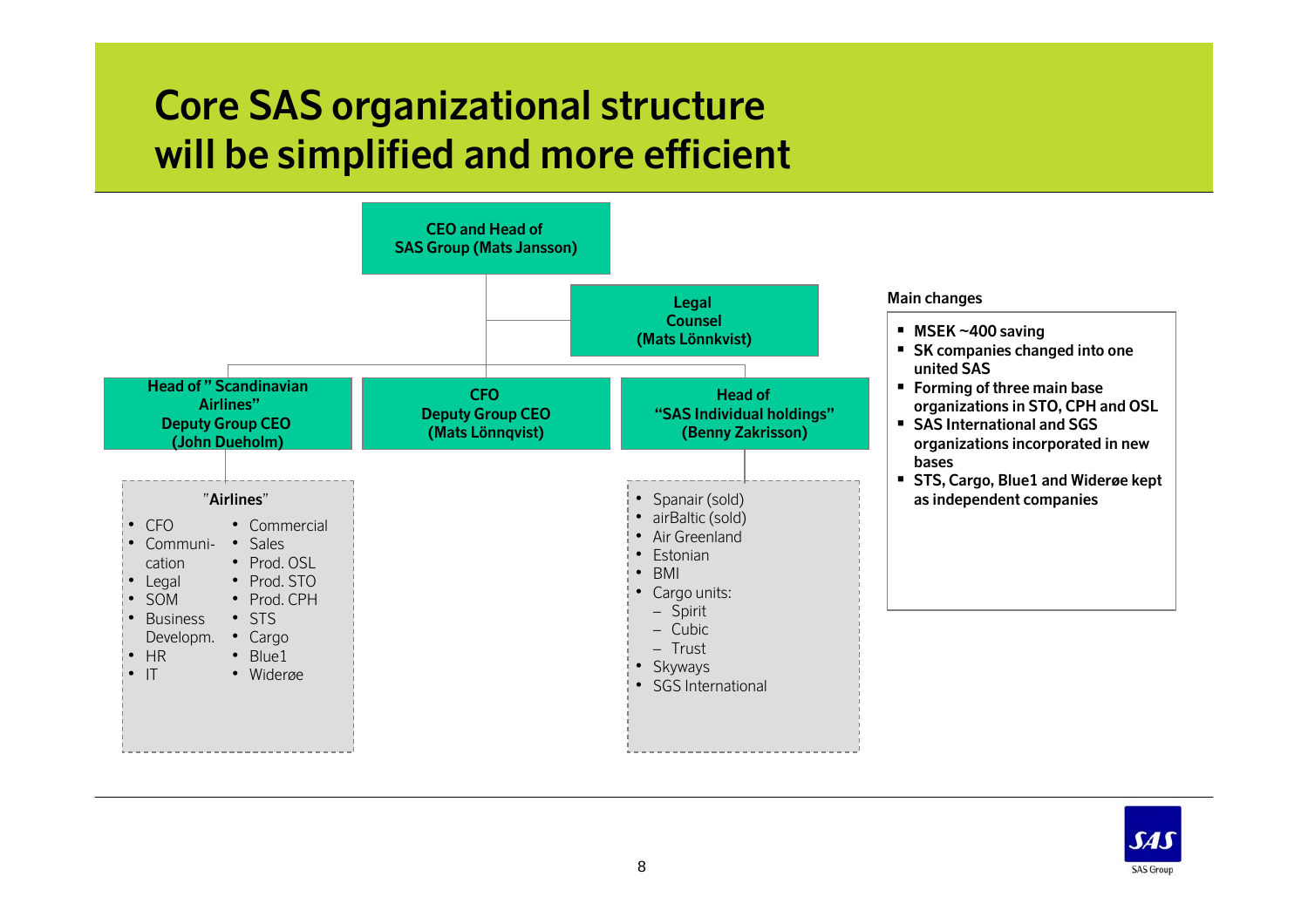# Core SAS organizational structure will be simplified and more efficient

**CEO and Head of SAS Group (Mats Jansson)**

**Legal Counsel (Mats Lönnkvist)**

**Head of " Scandinavian Airlines" Deputy Group CEO (John Dueholm)**

"**Airlines**"

- CFO
- Communi-cation
- Legal
- SOM
- Business Developm.
- HR
- IT
- Commercial
- Sales
- Prod. OSL
- Prod. STO
- Prod. CPH
- STS
- Cargo
- Blue1
- Widerøe

**CFO Deputy Group CEO (Mats Lönnqvist)**

**Head of "SAS Individual holdings" (Benny Zakrisson)**

- Spanair (sold)
- airBaltic (sold)
- Air Greenland
- Estonian
- BMI
- Cargo units:
  - Spirit
  - Cubic
  - Trust
- Skyways
- SGS International

Main changes

- **MSEK ~400 saving**
- **SK companies changed into one united SAS**
- **Forming of three main base organizations in STO, CPH and OSL**
- **SAS International and SGS organizations incorporated in new bases**
- **STS, Cargo, Blue1 and Widerøe kept as independent companies**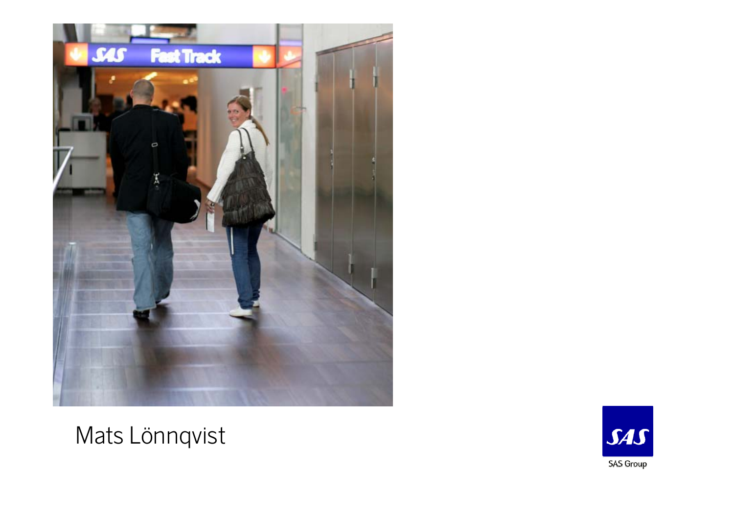Mats Lönnqvist

SAS Group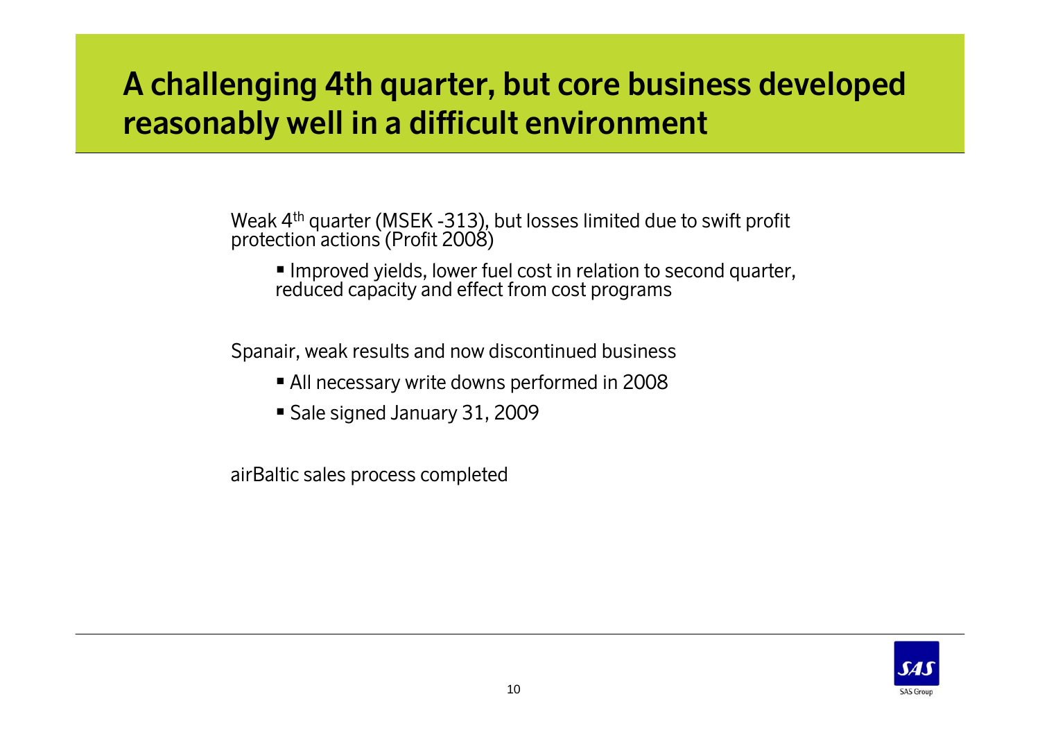# A challenging 4th quarter, but core business developed reasonably well in a difficult environment

Weak 4th quarter (MSEK -313), but losses limited due to swift profit protection actions (Profit 2008)

- Improved yields, lower fuel cost in relation to second quarter, reduced capacity and effect from cost programs

Spanair, weak results and now discontinued business

- All necessary write downs performed in 2008
- Sale signed January 31, 2009

airBaltic sales process completed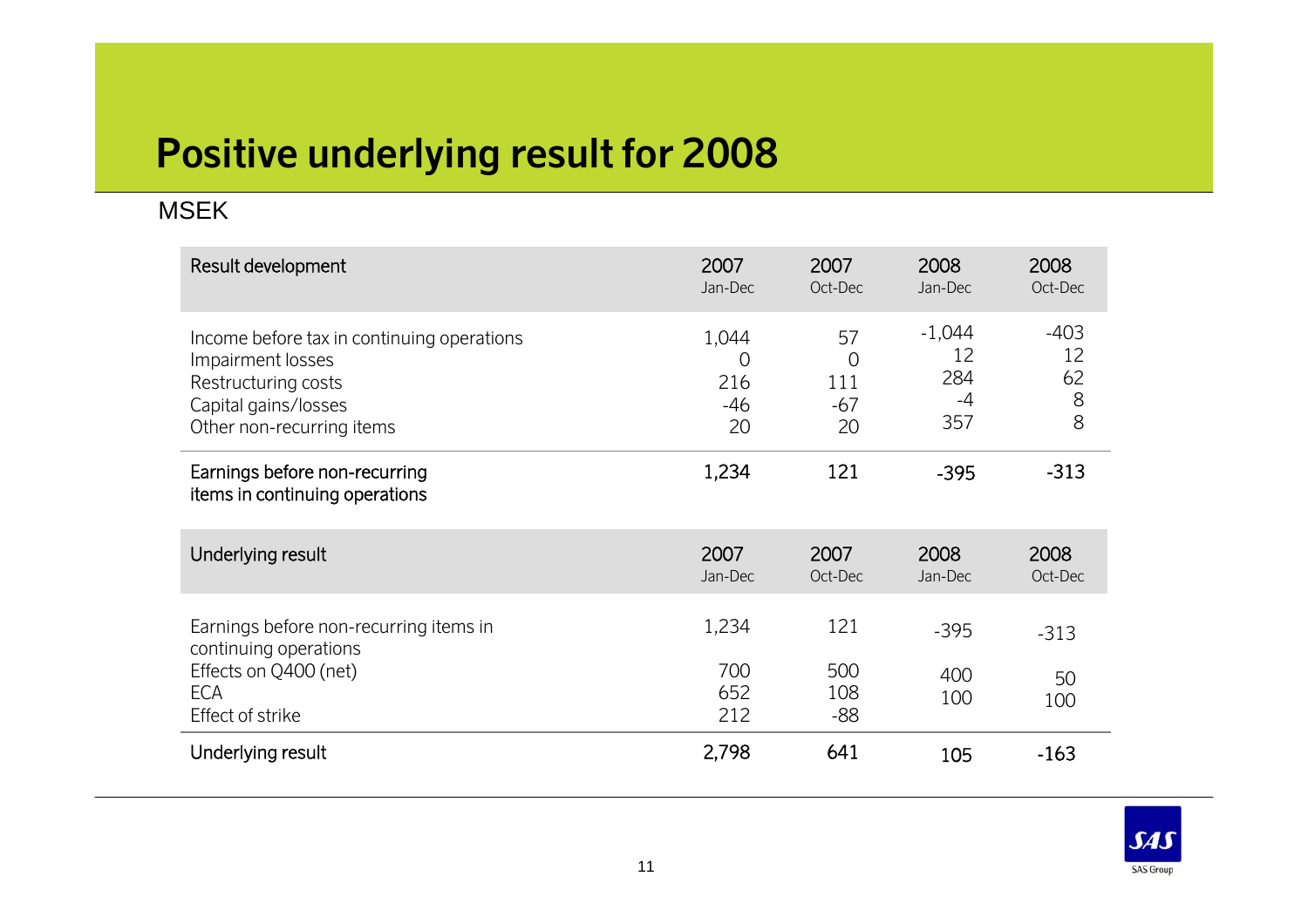# Positive underlying result for 2008

MSEK

| Result development | 2007 Jan-Dec | 2007 Oct-Dec | 2008 Jan-Dec | 2008 Oct-Dec |
|---|---|---|---|---|
| Income before tax in continuing operations | 1,044 | 57 | -1,044 | -403 |
| Impairment losses | 0 | 0 | 12 | 12 |
| Restructuring costs | 216 | 111 | 284 | 62 |
| Capital gains/losses | -46 | -67 | -4 | 8 |
| Other non-recurring items | 20 | 20 | 357 | 8 |
| Earnings before non-recurring items in continuing operations | 1,234 | 121 | -395 | -313 |

| Underlying result | 2007 Jan-Dec | 2007 Oct-Dec | 2008 Jan-Dec | 2008 Oct-Dec |
|---|---|---|---|---|
| Earnings before non-recurring items in continuing operations | 1,234 | 121 | -395 | -313 |
| Effects on Q400 (net) | 700 | 500 | 400 | 50 |
| ECA | 652 | 108 | 100 | 100 |
| Effect of strike | 212 | -88 | | |
| Underlying result | 2,798 | 641 | 105 | -163 |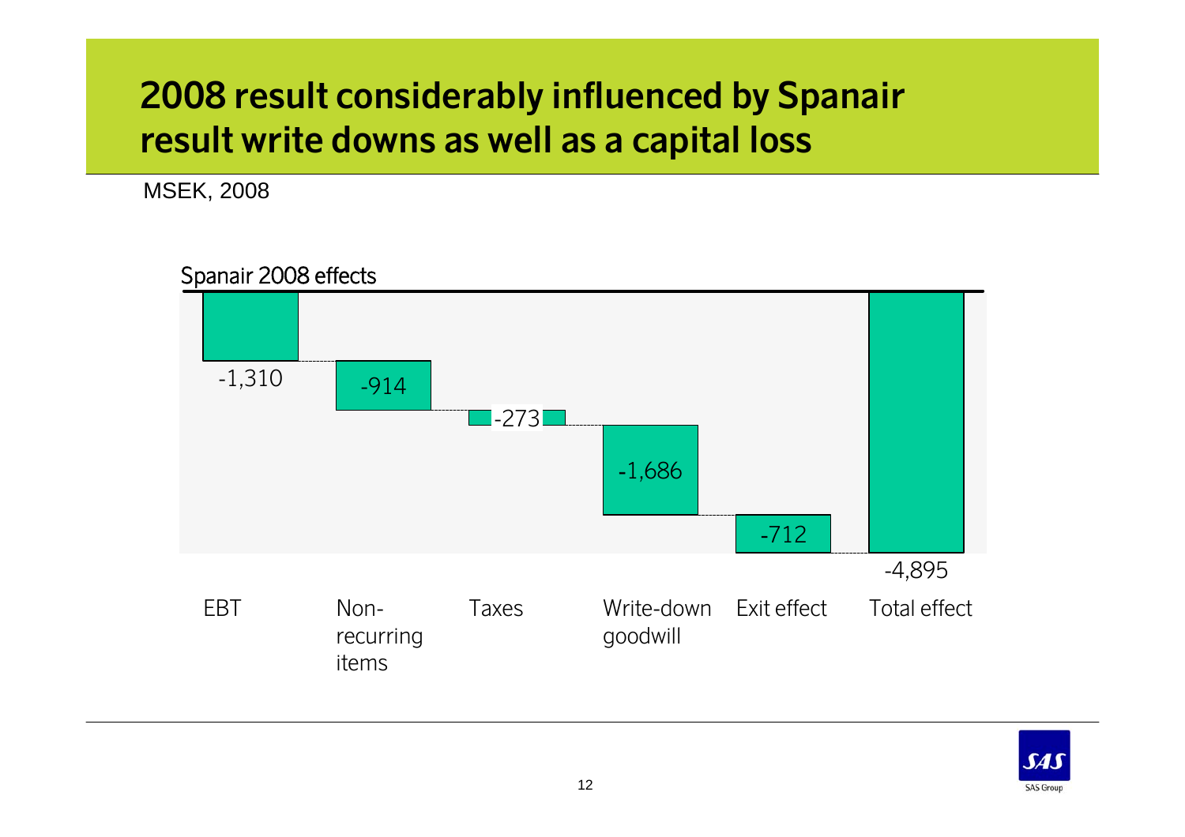# 2008 result considerably influenced by Spanair result write downs as well as a capital loss

MSEK, 2008

Spanair 2008 effects

| EBT | Non-recurring items | Taxes | Write-down goodwill | Exit effect | Total effect |
|---|---|---|---|---|---|
| -1,310 | -914 | -273 | -1,686 | -712 | -4,895 |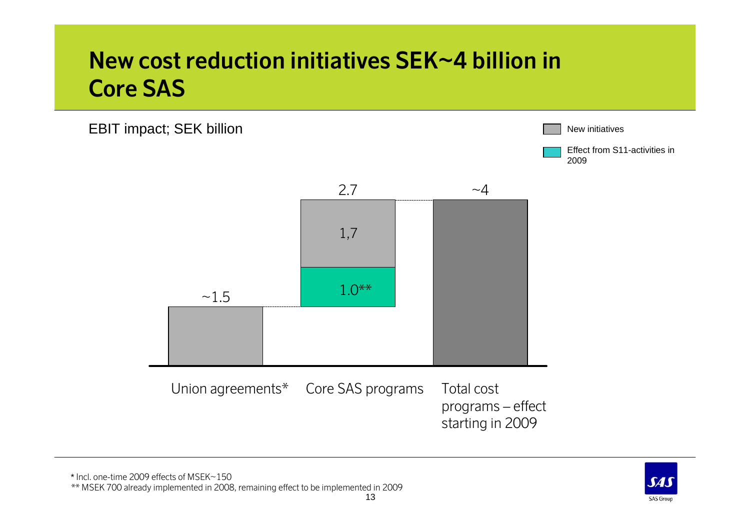# New cost reduction initiatives SEK~4 billion in Core SAS

EBIT impact; SEK billion

New initiatives

Effect from S11-activities in 2009

| | Union agreements* | Core SAS programs | Total cost programs – effect starting in 2009 |
|---|---|---|---|
| New initiatives | ~1.5 | 1,7 | |
| Effect from S11-activities in 2009 | | 1.0** | |
| Total | ~1.5 | 2.7 | ~4 |

\* Incl. one-time 2009 effects of MSEK~150

** MSEK 700 already implemented in 2008, remaining effect to be implemented in 2009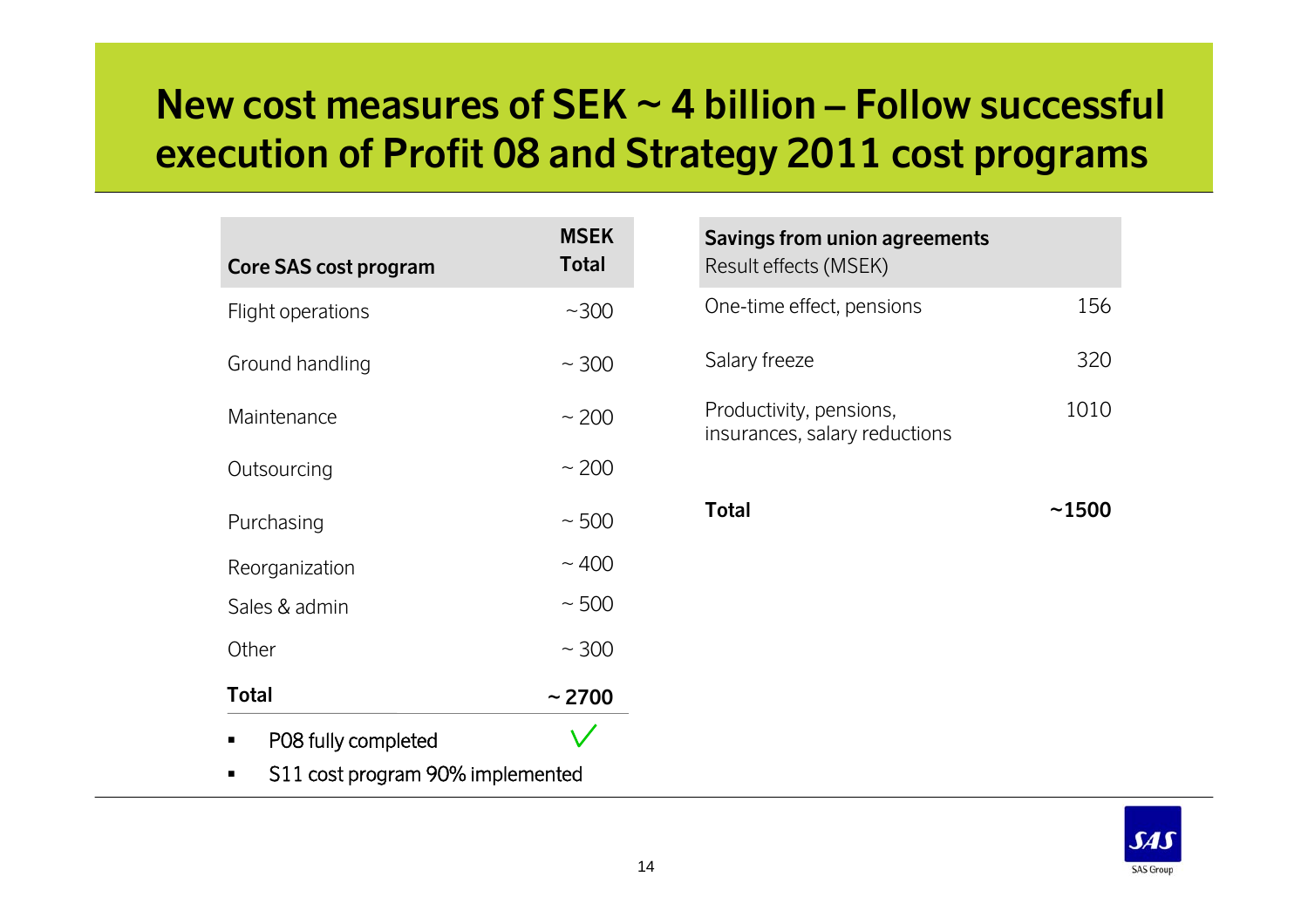# New cost measures of SEK ~ 4 billion – Follow successful execution of Profit 08 and Strategy 2011 cost programs

| Core SAS cost program | MSEK Total |
|---|---|
| Flight operations | ~300 |
| Ground handling | ~ 300 |
| Maintenance | ~ 200 |
| Outsourcing | ~ 200 |
| Purchasing | ~ 500 |
| Reorganization | ~ 400 |
| Sales & admin | ~ 500 |
| Other | ~ 300 |
| **Total** | **~ 2700** |

- P08 fully completed ✓
- S11 cost program 90% implemented

| **Savings from union agreements** Result effects (MSEK) | |
|---|---|
| One-time effect, pensions | 156 |
| Salary freeze | 320 |
| Productivity, pensions, insurances, salary reductions | 1010 |
| **Total** | **~1500** |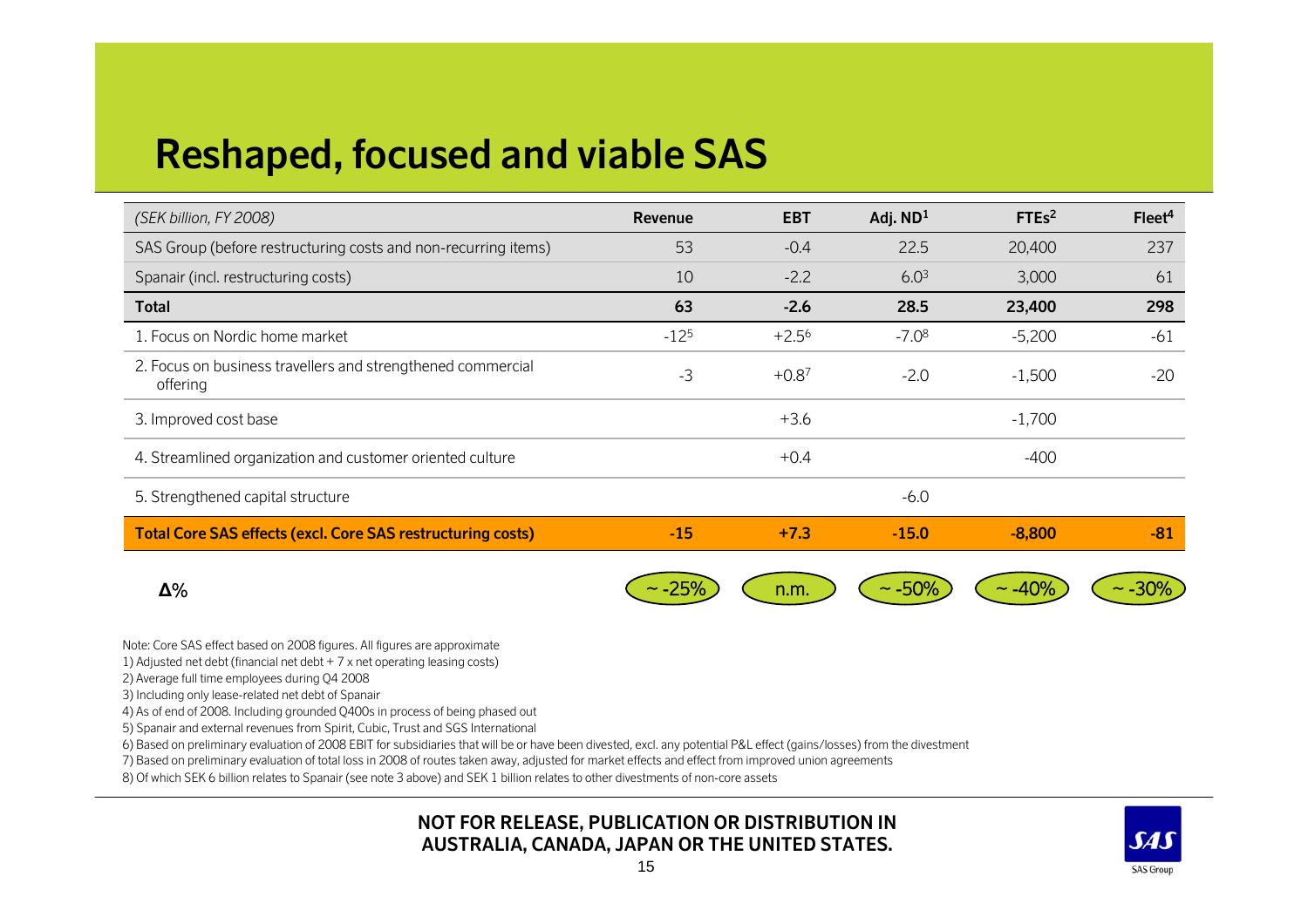# Reshaped, focused and viable SAS

| *(SEK billion, FY 2008)* | Revenue | EBT | Adj. ND[1] | FTEs[2] | Fleet[4] |
|---|---|---|---|---|---|
| SAS Group (before restructuring costs and non-recurring items) | 53 | -0.4 | 22.5 | 20,400 | 237 |
| Spanair (incl. restructuring costs) | 10 | -2.2 | 6.0[3] | 3,000 | 61 |
| **Total** | **63** | **-2.6** | **28.5** | **23,400** | **298** |
| 1. Focus on Nordic home market | -12[5] | +2.5[6] | -7.0[8] | -5,200 | -61 |
| 2. Focus on business travellers and strengthened commercial offering | -3 | +0.8[7] | -2.0 | -1,500 | -20 |
| 3. Improved cost base | | +3.6 | | -1,700 | |
| 4. Streamlined organization and customer oriented culture | | +0.4 | | -400 | |
| 5. Strengthened capital structure | | | -6.0 | | |
| **Total Core SAS effects (excl. Core SAS restructuring costs)** | **-15** | **+7.3** | **-15.0** | **-8,800** | **-81** |
| **Δ%** | ~ -25% | n.m. | ~ -50% | ~ -40% | ~ -30% |

Note: Core SAS effect based on 2008 figures. All figures are approximate

1) Adjusted net debt (financial net debt + 7 x net operating leasing costs)

2) Average full time employees during Q4 2008

3) Including only lease-related net debt of Spanair

4) As of end of 2008. Including grounded Q400s in process of being phased out

5) Spanair and external revenues from Spirit, Cubic, Trust and SGS International

6) Based on preliminary evaluation of 2008 EBIT for subsidiaries that will be or have been divested, excl. any potential P&L effect (gains/losses) from the divestment

7) Based on preliminary evaluation of total loss in 2008 of routes taken away, adjusted for market effects and effect from improved union agreements

8) Of which SEK 6 billion relates to Spanair (see note 3 above) and SEK 1 billion relates to other divestments of non-core assets

**NOT FOR RELEASE, PUBLICATION OR DISTRIBUTION IN AUSTRALIA, CANADA, JAPAN OR THE UNITED STATES.**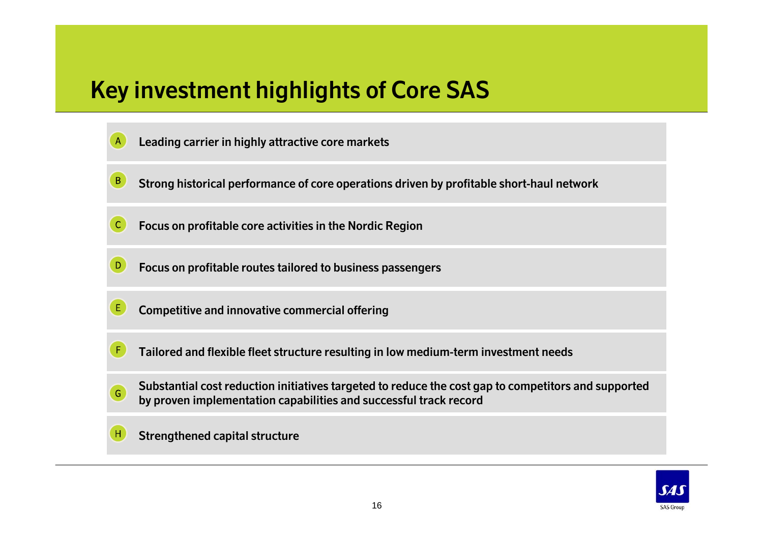# Key investment highlights of Core SAS

- **A** **Leading carrier in highly attractive core markets**
- **B** **Strong historical performance of core operations driven by profitable short-haul network**
- **C** **Focus on profitable core activities in the Nordic Region**
- **D** **Focus on profitable routes tailored to business passengers**
- **E** **Competitive and innovative commercial offering**
- **F** **Tailored and flexible fleet structure resulting in low medium-term investment needs**
- **G** **Substantial cost reduction initiatives targeted to reduce the cost gap to competitors and supported by proven implementation capabilities and successful track record**
- **H** **Strengthened capital structure**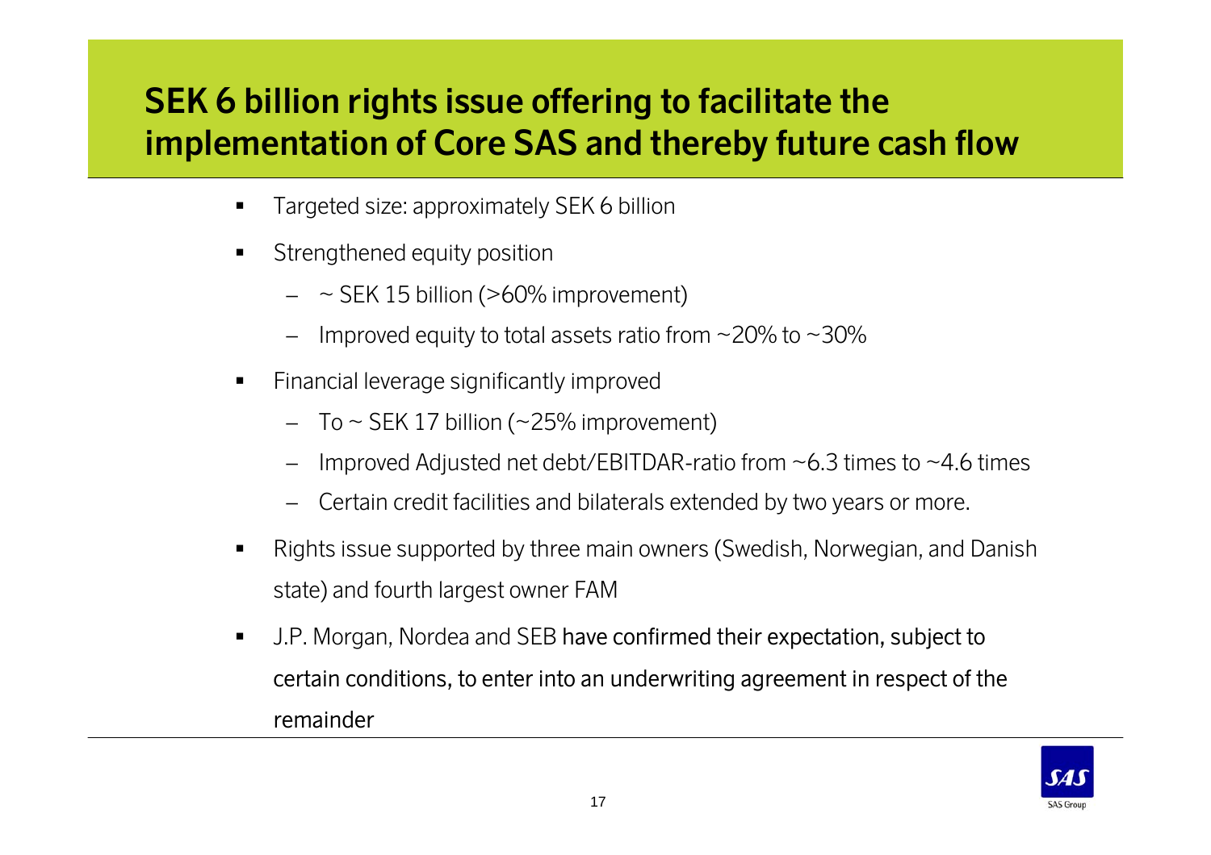# SEK 6 billion rights issue offering to facilitate the implementation of Core SAS and thereby future cash flow

- Targeted size: approximately SEK 6 billion
- Strengthened equity position
  - ~ SEK 15 billion (>60% improvement)
  - Improved equity to total assets ratio from ~20% to ~30%
- Financial leverage significantly improved
  - To ~ SEK 17 billion (~25% improvement)
  - Improved Adjusted net debt/EBITDAR-ratio from ~6.3 times to ~4.6 times
  - Certain credit facilities and bilaterals extended by two years or more.
- Rights issue supported by three main owners (Swedish, Norwegian, and Danish state) and fourth largest owner FAM
- J.P. Morgan, Nordea and SEB have confirmed their expectation, subject to certain conditions, to enter into an underwriting agreement in respect of the remainder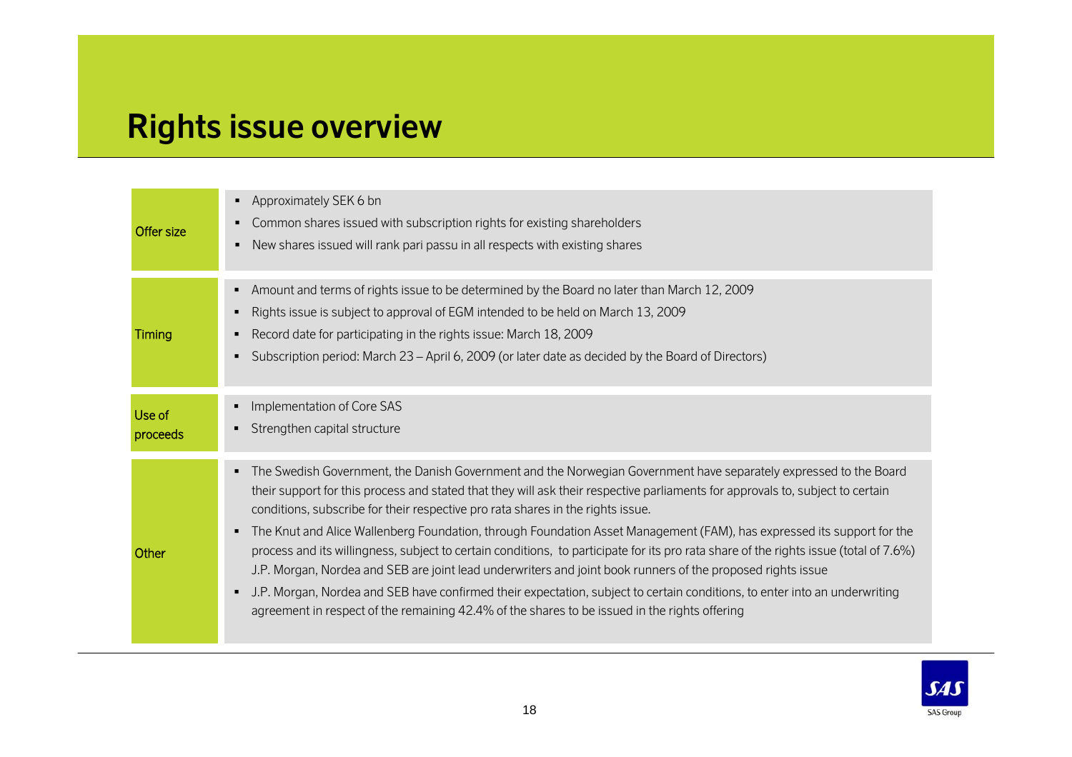# Rights issue overview

| | |
|---|---|
| Offer size | ▪ Approximately SEK 6 bn<br>▪ Common shares issued with subscription rights for existing shareholders<br>▪ New shares issued will rank pari passu in all respects with existing shares |
| Timing | ▪ Amount and terms of rights issue to be determined by the Board no later than March 12, 2009<br>▪ Rights issue is subject to approval of EGM intended to be held on March 13, 2009<br>▪ Record date for participating in the rights issue: March 18, 2009<br>▪ Subscription period: March 23 – April 6, 2009 (or later date as decided by the Board of Directors) |
| Use of proceeds | ▪ Implementation of Core SAS<br>▪ Strengthen capital structure |
| Other | ▪ The Swedish Government, the Danish Government and the Norwegian Government have separately expressed to the Board their support for this process and stated that they will ask their respective parliaments for approvals to, subject to certain conditions, subscribe for their respective pro rata shares in the rights issue.<br>▪ The Knut and Alice Wallenberg Foundation, through Foundation Asset Management (FAM), has expressed its support for the process and its willingness, subject to certain conditions, to participate for its pro rata share of the rights issue (total of 7.6%) J.P. Morgan, Nordea and SEB are joint lead underwriters and joint book runners of the proposed rights issue<br>▪ J.P. Morgan, Nordea and SEB have confirmed their expectation, subject to certain conditions, to enter into an underwriting agreement in respect of the remaining 42.4% of the shares to be issued in the rights offering |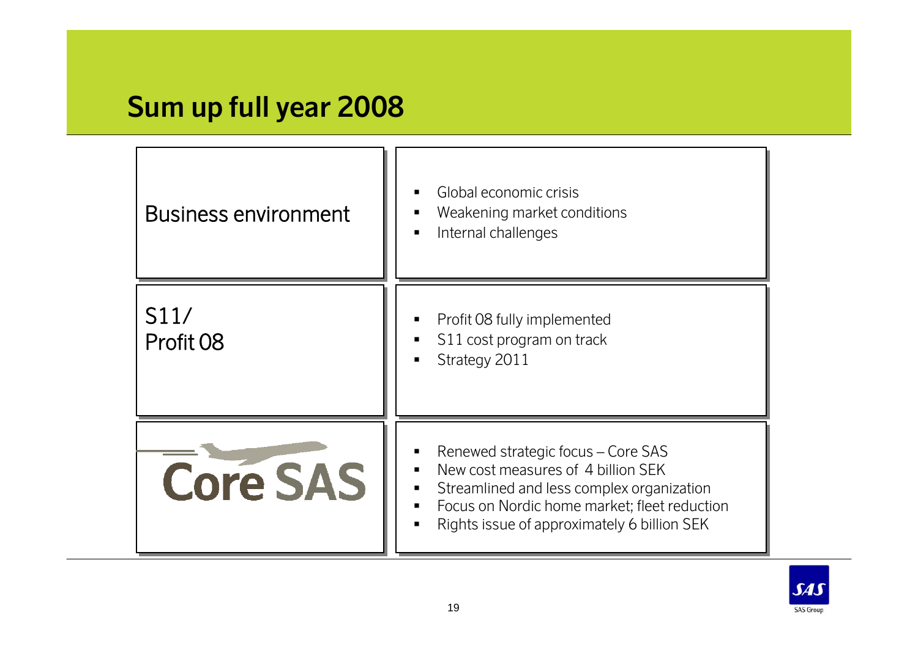# Sum up full year 2008

| | |
|---|---|
| Business environment | ▪ Global economic crisis<br>▪ Weakening market conditions<br>▪ Internal challenges |
| S11/<br>Profit 08 | ▪ Profit 08 fully implemented<br>▪ S11 cost program on track<br>▪ Strategy 2011 |
| Core SAS | ▪ Renewed strategic focus – Core SAS<br>▪ New cost measures of 4 billion SEK<br>▪ Streamlined and less complex organization<br>▪ Focus on Nordic home market; fleet reduction<br>▪ Rights issue of approximately 6 billion SEK |